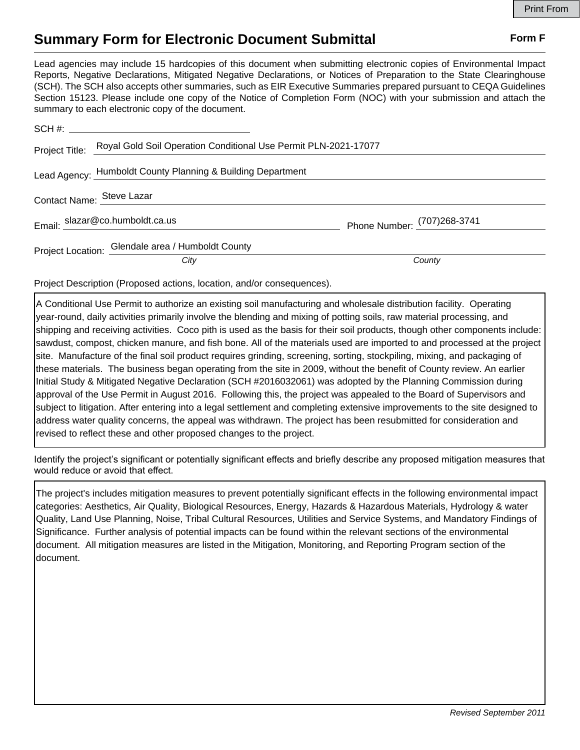# Summary Form for Electronic Document Submittal

**Form F**

Lead agencies may include 15 hardcopies of this document when submitting electronic copies of Environmental Impact Reports, Negative Declarations, Mitigated Negative Declarations, or Notices of Preparation to the State Clearinghouse (SCH). The SCH also accepts other summaries, such as EIR Executive Summaries prepared pursuant to CEQA Guidelines Section 15123. Please include one copy of the Notice of Completion Form (NOC) with your submission and attach the summary to each electronic copy of the document.

SCH #:

Project Title: Royal Gold Soil Operation Conditional Use Permit PLN-2021-17077

Lead Agency: Humboldt County Planning & Building Department

Contact Name: Steve Lazar

Email: slazar@co.humboldt.ca.us

Phone Number: (707)268-3741

Project Location: Glendale area / Humboldt County

*City* *County*

Project Description (Proposed actions, location, and/or consequences).

A Conditional Use Permit to authorize an existing soil manufacturing and wholesale distribution facility. Operating year-round, daily activities primarily involve the blending and mixing of potting soils, raw material processing, and shipping and receiving activities. Coco pith is used as the basis for their soil products, though other components include: sawdust, compost, chicken manure, and fish bone. All of the materials used are imported to and processed at the project site. Manufacture of the final soil product requires grinding, screening, sorting, stockpiling, mixing, and packaging of these materials. The business began operating from the site in 2009, without the benefit of County review. An earlier Initial Study & Mitigated Negative Declaration (SCH #2016032061) was adopted by the Planning Commission during approval of the Use Permit in August 2016. Following this, the project was appealed to the Board of Supervisors and subject to litigation. After entering into a legal settlement and completing extensive improvements to the site designed to address water quality concerns, the appeal was withdrawn. The project has been resubmitted for consideration and revised to reflect these and other proposed changes to the project.

Identify the project's significant or potentially significant effects and briefly describe any proposed mitigation measures that would reduce or avoid that effect.

The project's includes mitigation measures to prevent potentially significant effects in the following environmental impact categories: Aesthetics, Air Quality, Biological Resources, Energy, Hazards & Hazardous Materials, Hydrology & water Quality, Land Use Planning, Noise, Tribal Cultural Resources, Utilities and Service Systems, and Mandatory Findings of Significance. Further analysis of potential impacts can be found within the relevant sections of the environmental document. All mitigation measures are listed in the Mitigation, Monitoring, and Reporting Program section of the document.

*Revised September 2011*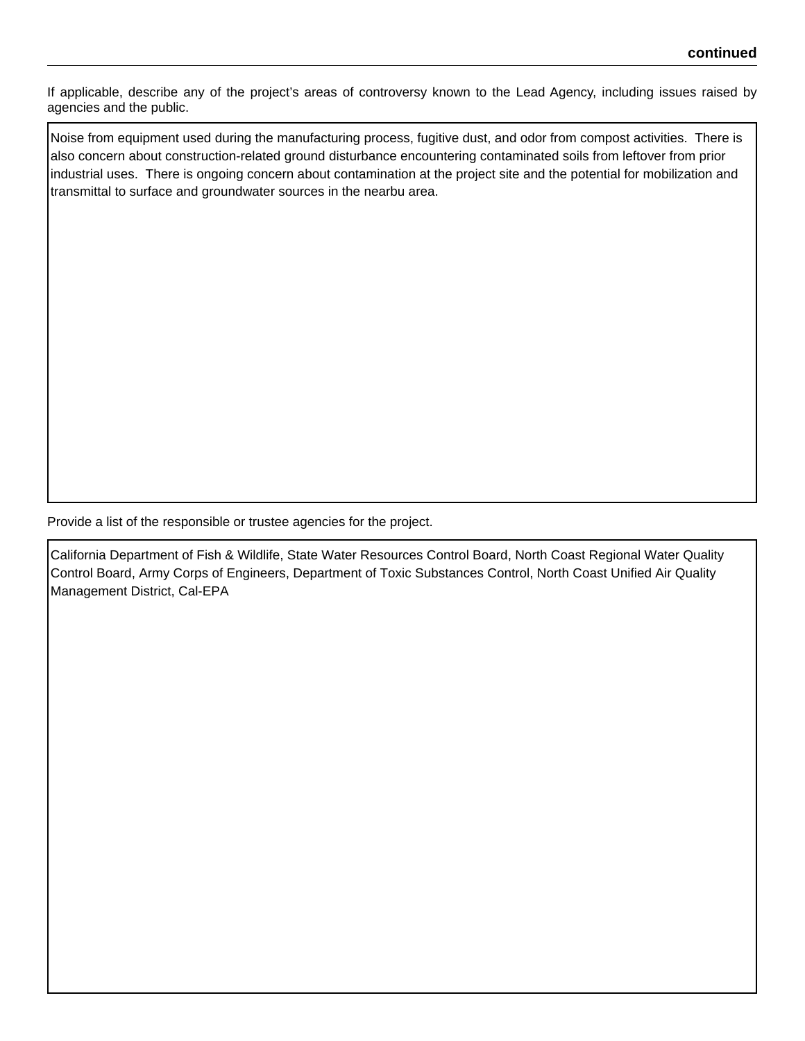**continued**

If applicable, describe any of the project's areas of controversy known to the Lead Agency, including issues raised by agencies and the public.

Noise from equipment used during the manufacturing process, fugitive dust, and odor from compost activities. There is also concern about construction-related ground disturbance encountering contaminated soils from leftover from prior industrial uses. There is ongoing concern about contamination at the project site and the potential for mobilization and transmittal to surface and groundwater sources in the nearbu area.

Provide a list of the responsible or trustee agencies for the project.

California Department of Fish & Wildlife, State Water Resources Control Board, North Coast Regional Water Quality Control Board, Army Corps of Engineers, Department of Toxic Substances Control, North Coast Unified Air Quality Management District, Cal-EPA